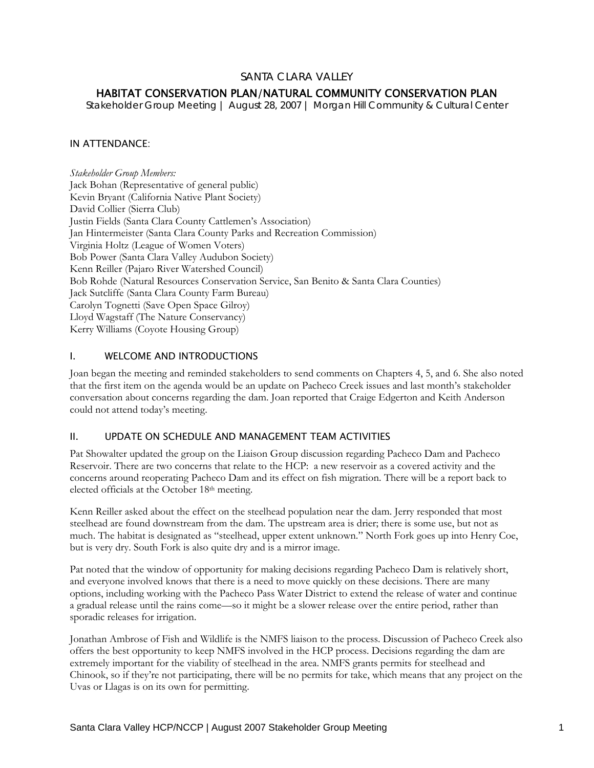# SANTA CLARA VALLEY

## HABITAT CONSERVATION PLAN/NATURAL COMMUNITY CONSERVATION PLAN

Stakeholder Group Meeting | August 28, 2007 | Morgan Hill Community & Cultural Center

### IN ATTENDANCE:

*Stakeholder Group Members:*
Jack Bohan (Representative of general public)
Kevin Bryant (California Native Plant Society)
David Collier (Sierra Club)
Justin Fields (Santa Clara County Cattlemen's Association)
Jan Hintermeister (Santa Clara County Parks and Recreation Commission)
Virginia Holtz (League of Women Voters)
Bob Power (Santa Clara Valley Audubon Society)
Kenn Reiller (Pajaro River Watershed Council)
Bob Rohde (Natural Resources Conservation Service, San Benito & Santa Clara Counties)
Jack Sutcliffe (Santa Clara County Farm Bureau)
Carolyn Tognetti (Save Open Space Gilroy)
Lloyd Wagstaff (The Nature Conservancy)
Kerry Williams (Coyote Housing Group)

### I. WELCOME AND INTRODUCTIONS

Joan began the meeting and reminded stakeholders to send comments on Chapters 4, 5, and 6. She also noted that the first item on the agenda would be an update on Pacheco Creek issues and last month's stakeholder conversation about concerns regarding the dam. Joan reported that Craige Edgerton and Keith Anderson could not attend today's meeting.

### II. UPDATE ON SCHEDULE AND MANAGEMENT TEAM ACTIVITIES

Pat Showalter updated the group on the Liaison Group discussion regarding Pacheco Dam and Pacheco Reservoir. There are two concerns that relate to the HCP: a new reservoir as a covered activity and the concerns around reoperating Pacheco Dam and its effect on fish migration. There will be a report back to elected officials at the October 18th meeting.

Kenn Reiller asked about the effect on the steelhead population near the dam. Jerry responded that most steelhead are found downstream from the dam. The upstream area is drier; there is some use, but not as much. The habitat is designated as "steelhead, upper extent unknown." North Fork goes up into Henry Coe, but is very dry. South Fork is also quite dry and is a mirror image.

Pat noted that the window of opportunity for making decisions regarding Pacheco Dam is relatively short, and everyone involved knows that there is a need to move quickly on these decisions. There are many options, including working with the Pacheco Pass Water District to extend the release of water and continue a gradual release until the rains come—so it might be a slower release over the entire period, rather than sporadic releases for irrigation.

Jonathan Ambrose of Fish and Wildlife is the NMFS liaison to the process. Discussion of Pacheco Creek also offers the best opportunity to keep NMFS involved in the HCP process. Decisions regarding the dam are extremely important for the viability of steelhead in the area. NMFS grants permits for steelhead and Chinook, so if they're not participating, there will be no permits for take, which means that any project on the Uvas or Llagas is on its own for permitting.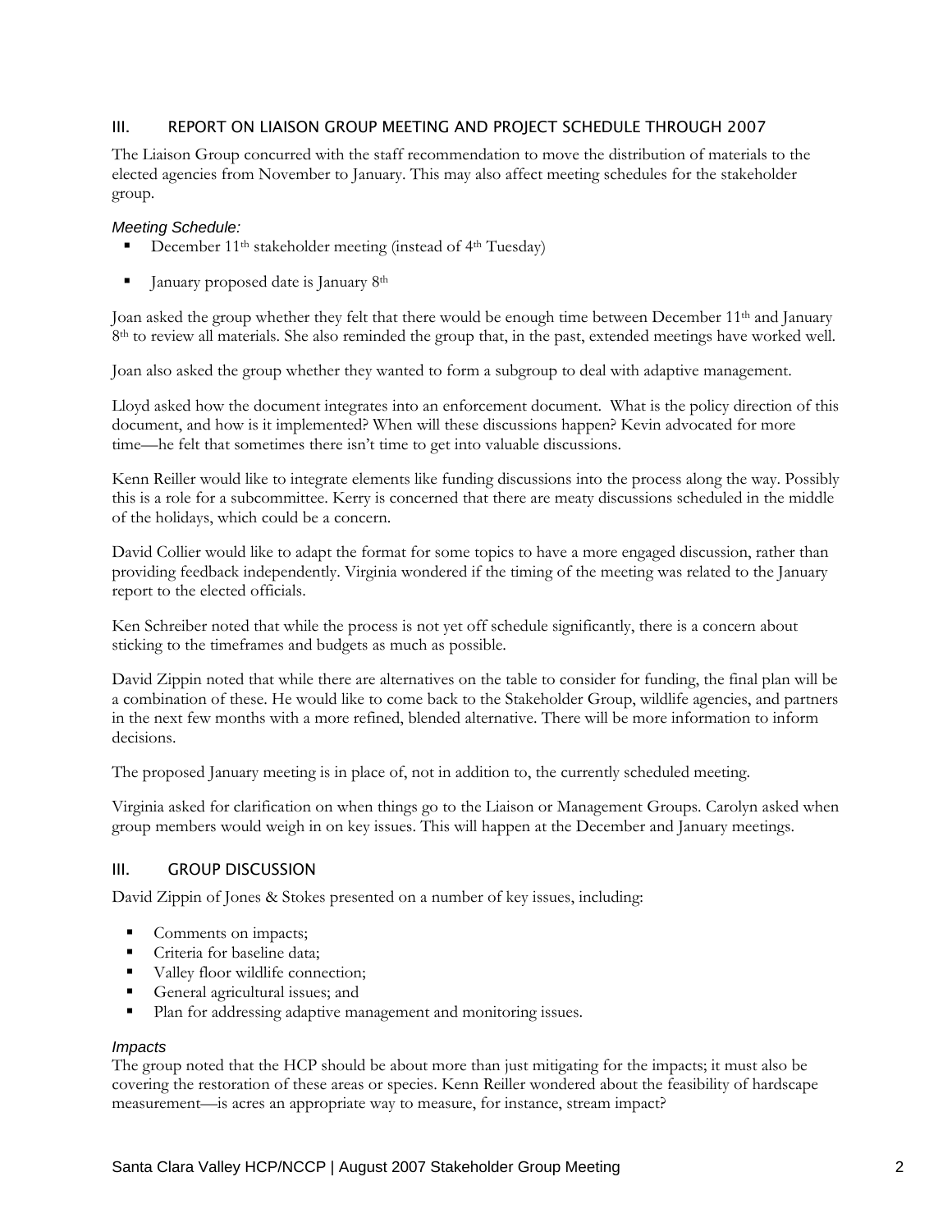## III. REPORT ON LIAISON GROUP MEETING AND PROJECT SCHEDULE THROUGH 2007

The Liaison Group concurred with the staff recommendation to move the distribution of materials to the elected agencies from November to January. This may also affect meeting schedules for the stakeholder group.

*Meeting Schedule:*

- December 11th stakeholder meeting (instead of 4th Tuesday)
- January proposed date is January 8th

Joan asked the group whether they felt that there would be enough time between December 11th and January 8th to review all materials. She also reminded the group that, in the past, extended meetings have worked well.

Joan also asked the group whether they wanted to form a subgroup to deal with adaptive management.

Lloyd asked how the document integrates into an enforcement document. What is the policy direction of this document, and how is it implemented? When will these discussions happen? Kevin advocated for more time—he felt that sometimes there isn't time to get into valuable discussions.

Kenn Reiller would like to integrate elements like funding discussions into the process along the way. Possibly this is a role for a subcommittee. Kerry is concerned that there are meaty discussions scheduled in the middle of the holidays, which could be a concern.

David Collier would like to adapt the format for some topics to have a more engaged discussion, rather than providing feedback independently. Virginia wondered if the timing of the meeting was related to the January report to the elected officials.

Ken Schreiber noted that while the process is not yet off schedule significantly, there is a concern about sticking to the timeframes and budgets as much as possible.

David Zippin noted that while there are alternatives on the table to consider for funding, the final plan will be a combination of these. He would like to come back to the Stakeholder Group, wildlife agencies, and partners in the next few months with a more refined, blended alternative. There will be more information to inform decisions.

The proposed January meeting is in place of, not in addition to, the currently scheduled meeting.

Virginia asked for clarification on when things go to the Liaison or Management Groups. Carolyn asked when group members would weigh in on key issues. This will happen at the December and January meetings.

## III. GROUP DISCUSSION

David Zippin of Jones & Stokes presented on a number of key issues, including:

- Comments on impacts;
- Criteria for baseline data;
- Valley floor wildlife connection;
- General agricultural issues; and
- Plan for addressing adaptive management and monitoring issues.

*Impacts*

The group noted that the HCP should be about more than just mitigating for the impacts; it must also be covering the restoration of these areas or species. Kenn Reiller wondered about the feasibility of hardscape measurement—is acres an appropriate way to measure, for instance, stream impact?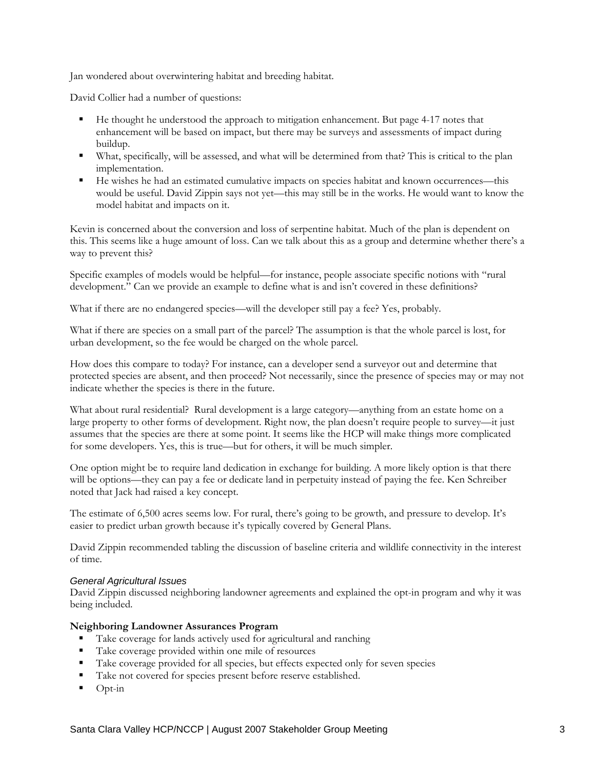Jan wondered about overwintering habitat and breeding habitat.

David Collier had a number of questions:

- He thought he understood the approach to mitigation enhancement. But page 4-17 notes that enhancement will be based on impact, but there may be surveys and assessments of impact during buildup.
- What, specifically, will be assessed, and what will be determined from that? This is critical to the plan implementation.
- He wishes he had an estimated cumulative impacts on species habitat and known occurrences—this would be useful. David Zippin says not yet—this may still be in the works. He would want to know the model habitat and impacts on it.

Kevin is concerned about the conversion and loss of serpentine habitat. Much of the plan is dependent on this. This seems like a huge amount of loss. Can we talk about this as a group and determine whether there's a way to prevent this?

Specific examples of models would be helpful—for instance, people associate specific notions with "rural development." Can we provide an example to define what is and isn't covered in these definitions?

What if there are no endangered species—will the developer still pay a fee? Yes, probably.

What if there are species on a small part of the parcel? The assumption is that the whole parcel is lost, for urban development, so the fee would be charged on the whole parcel.

How does this compare to today? For instance, can a developer send a surveyor out and determine that protected species are absent, and then proceed? Not necessarily, since the presence of species may or may not indicate whether the species is there in the future.

What about rural residential? Rural development is a large category—anything from an estate home on a large property to other forms of development. Right now, the plan doesn't require people to survey—it just assumes that the species are there at some point. It seems like the HCP will make things more complicated for some developers. Yes, this is true—but for others, it will be much simpler.

One option might be to require land dedication in exchange for building. A more likely option is that there will be options—they can pay a fee or dedicate land in perpetuity instead of paying the fee. Ken Schreiber noted that Jack had raised a key concept.

The estimate of 6,500 acres seems low. For rural, there's going to be growth, and pressure to develop. It's easier to predict urban growth because it's typically covered by General Plans.

David Zippin recommended tabling the discussion of baseline criteria and wildlife connectivity in the interest of time.

*General Agricultural Issues*

David Zippin discussed neighboring landowner agreements and explained the opt-in program and why it was being included.

**Neighboring Landowner Assurances Program**

- Take coverage for lands actively used for agricultural and ranching
- Take coverage provided within one mile of resources
- Take coverage provided for all species, but effects expected only for seven species
- Take not covered for species present before reserve established.
- Opt-in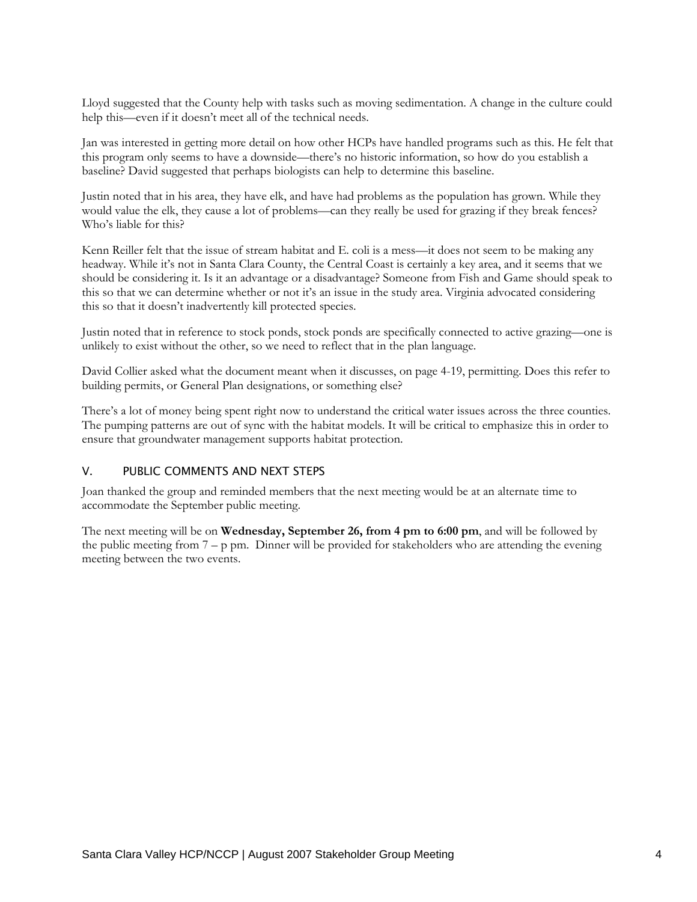Lloyd suggested that the County help with tasks such as moving sedimentation. A change in the culture could help this—even if it doesn't meet all of the technical needs.

Jan was interested in getting more detail on how other HCPs have handled programs such as this. He felt that this program only seems to have a downside—there's no historic information, so how do you establish a baseline? David suggested that perhaps biologists can help to determine this baseline.

Justin noted that in his area, they have elk, and have had problems as the population has grown. While they would value the elk, they cause a lot of problems—can they really be used for grazing if they break fences? Who's liable for this?

Kenn Reiller felt that the issue of stream habitat and E. coli is a mess—it does not seem to be making any headway. While it's not in Santa Clara County, the Central Coast is certainly a key area, and it seems that we should be considering it. Is it an advantage or a disadvantage? Someone from Fish and Game should speak to this so that we can determine whether or not it's an issue in the study area. Virginia advocated considering this so that it doesn't inadvertently kill protected species.

Justin noted that in reference to stock ponds, stock ponds are specifically connected to active grazing—one is unlikely to exist without the other, so we need to reflect that in the plan language.

David Collier asked what the document meant when it discusses, on page 4-19, permitting. Does this refer to building permits, or General Plan designations, or something else?

There's a lot of money being spent right now to understand the critical water issues across the three counties. The pumping patterns are out of sync with the habitat models. It will be critical to emphasize this in order to ensure that groundwater management supports habitat protection.

## V. PUBLIC COMMENTS AND NEXT STEPS

Joan thanked the group and reminded members that the next meeting would be at an alternate time to accommodate the September public meeting.

The next meeting will be on **Wednesday, September 26, from 4 pm to 6:00 pm**, and will be followed by the public meeting from 7 – p pm. Dinner will be provided for stakeholders who are attending the evening meeting between the two events.